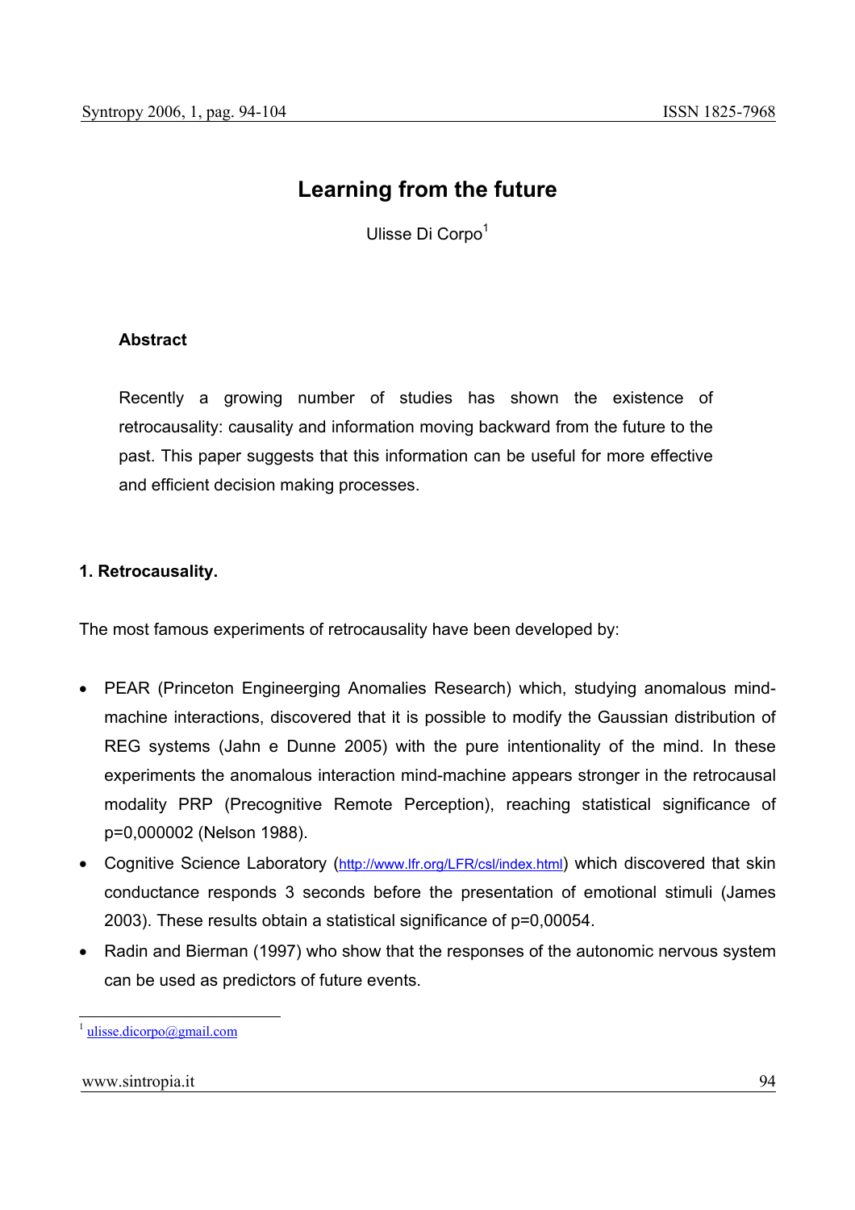# Learning from the future

Ulisse Di Corpo[1]

### Abstract

Recently a growing number of studies has shown the existence of retrocausality: causality and information moving backward from the future to the past. This paper suggests that this information can be useful for more effective and efficient decision making processes.

## 1. Retrocausality.

The most famous experiments of retrocausality have been developed by:

- PEAR (Princeton Engineerging Anomalies Research) which, studying anomalous mind-machine interactions, discovered that it is possible to modify the Gaussian distribution of REG systems (Jahn e Dunne 2005) with the pure intentionality of the mind. In these experiments the anomalous interaction mind-machine appears stronger in the retrocausal modality PRP (Precognitive Remote Perception), reaching statistical significance of p=0,000002 (Nelson 1988).
- Cognitive Science Laboratory (http://www.lfr.org/LFR/csl/index.html) which discovered that skin conductance responds 3 seconds before the presentation of emotional stimuli (James 2003). These results obtain a statistical significance of p=0,00054.
- Radin and Bierman (1997) who show that the responses of the autonomic nervous system can be used as predictors of future events.

[1] ulisse.dicorpo@gmail.com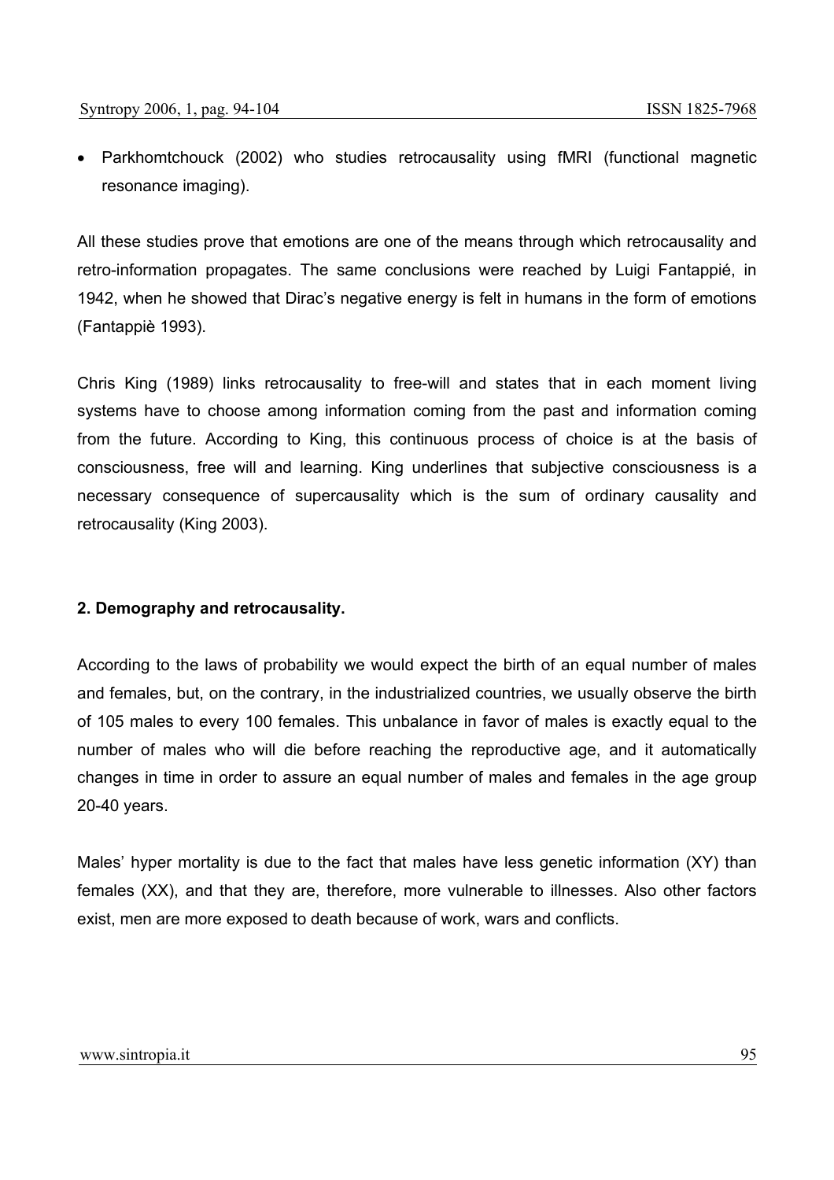- Parkhomtchouck (2002) who studies retrocausality using fMRI (functional magnetic resonance imaging).

All these studies prove that emotions are one of the means through which retrocausality and retro-information propagates. The same conclusions were reached by Luigi Fantappié, in 1942, when he showed that Dirac's negative energy is felt in humans in the form of emotions (Fantappiè 1993).

Chris King (1989) links retrocausality to free-will and states that in each moment living systems have to choose among information coming from the past and information coming from the future. According to King, this continuous process of choice is at the basis of consciousness, free will and learning. King underlines that subjective consciousness is a necessary consequence of supercausality which is the sum of ordinary causality and retrocausality (King 2003).

## 2. Demography and retrocausality.

According to the laws of probability we would expect the birth of an equal number of males and females, but, on the contrary, in the industrialized countries, we usually observe the birth of 105 males to every 100 females. This unbalance in favor of males is exactly equal to the number of males who will die before reaching the reproductive age, and it automatically changes in time in order to assure an equal number of males and females in the age group 20-40 years.

Males' hyper mortality is due to the fact that males have less genetic information (XY) than females (XX), and that they are, therefore, more vulnerable to illnesses. Also other factors exist, men are more exposed to death because of work, wars and conflicts.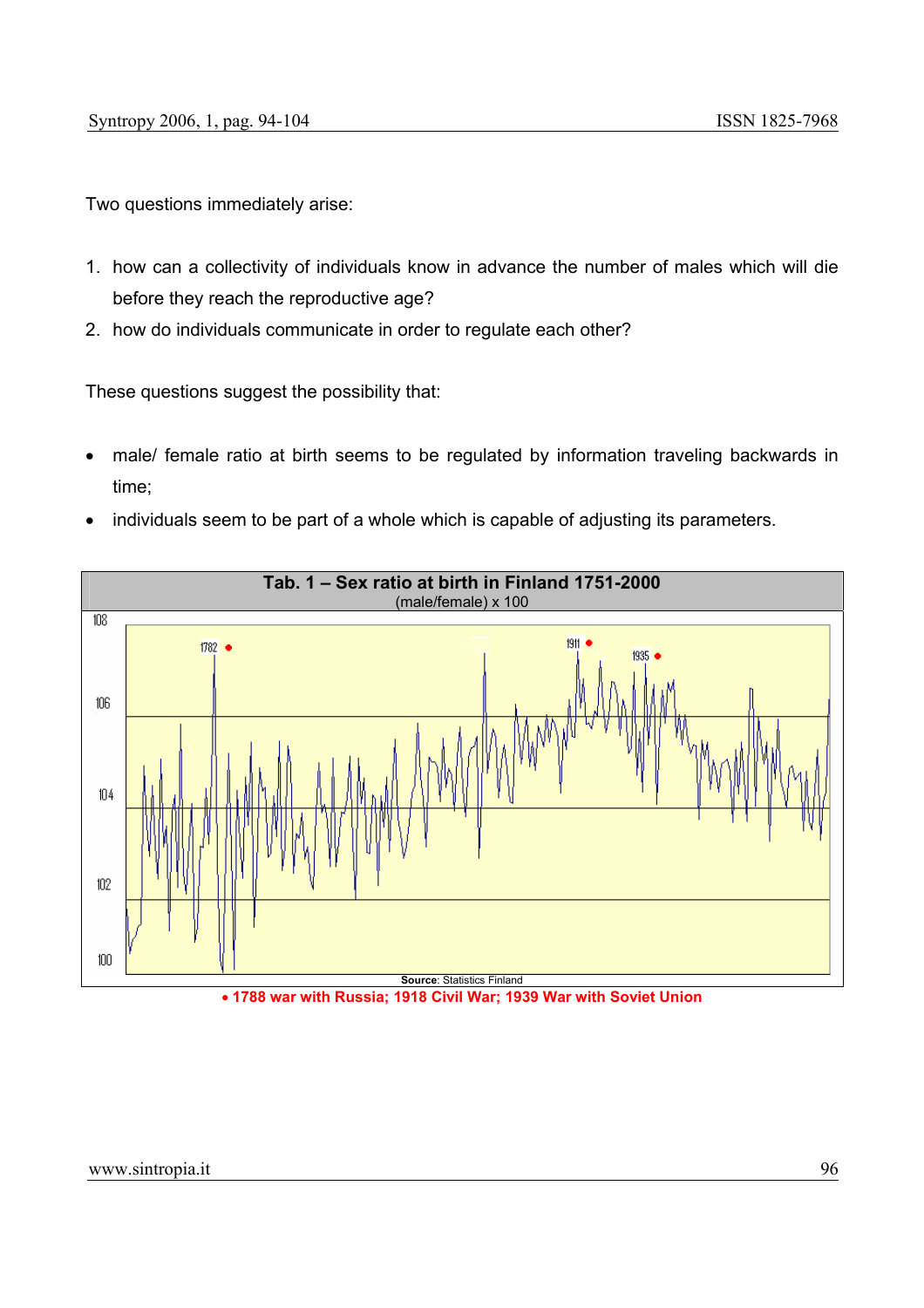Two questions immediately arise:

1. how can a collectivity of individuals know in advance the number of males which will die before they reach the reproductive age?
2. how do individuals communicate in order to regulate each other?

These questions suggest the possibility that:

- male/ female ratio at birth seems to be regulated by information traveling backwards in time;
- individuals seem to be part of a whole which is capable of adjusting its parameters.

**Tab. 1 – Sex ratio at birth in Finland 1751-2000**
(male/female) x 100

**Source**: Statistics Finland

• 1788 war with Russia; 1918 Civil War; 1939 War with Soviet Union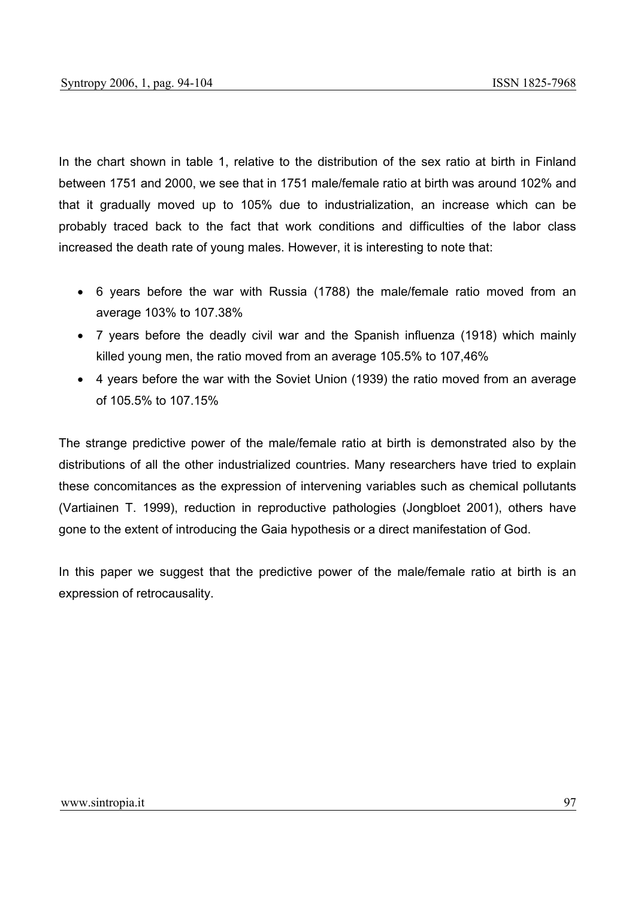In the chart shown in table 1, relative to the distribution of the sex ratio at birth in Finland between 1751 and 2000, we see that in 1751 male/female ratio at birth was around 102% and that it gradually moved up to 105% due to industrialization, an increase which can be probably traced back to the fact that work conditions and difficulties of the labor class increased the death rate of young males. However, it is interesting to note that:

- 6 years before the war with Russia (1788) the male/female ratio moved from an average 103% to 107.38%
- 7 years before the deadly civil war and the Spanish influenza (1918) which mainly killed young men, the ratio moved from an average 105.5% to 107,46%
- 4 years before the war with the Soviet Union (1939) the ratio moved from an average of 105.5% to 107.15%

The strange predictive power of the male/female ratio at birth is demonstrated also by the distributions of all the other industrialized countries. Many researchers have tried to explain these concomitances as the expression of intervening variables such as chemical pollutants (Vartiainen T. 1999), reduction in reproductive pathologies (Jongbloet 2001), others have gone to the extent of introducing the Gaia hypothesis or a direct manifestation of God.

In this paper we suggest that the predictive power of the male/female ratio at birth is an expression of retrocausality.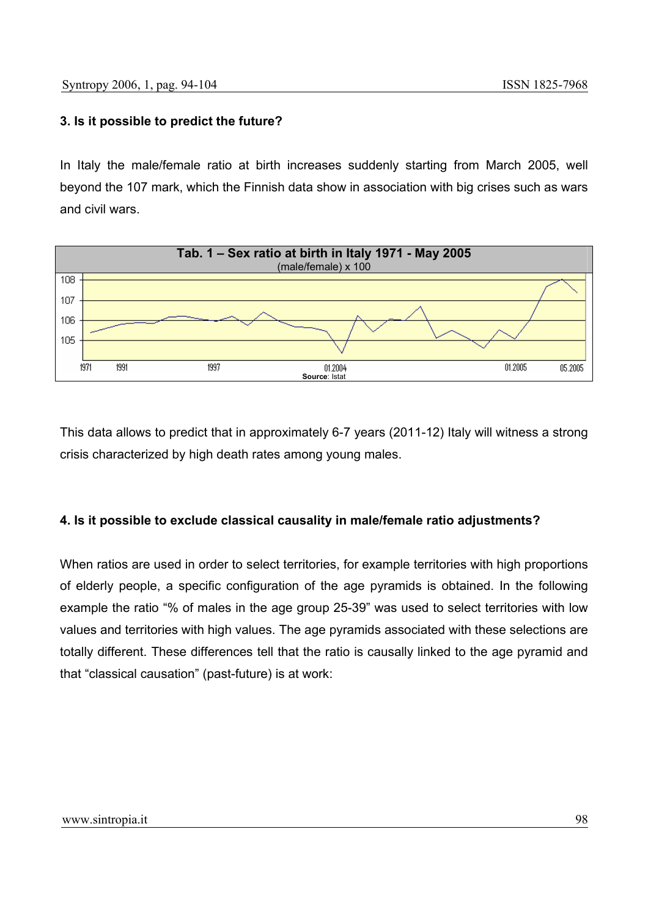### 3. Is it possible to predict the future?

In Italy the male/female ratio at birth increases suddenly starting from March 2005, well beyond the 107 mark, which the Finnish data show in association with big crises such as wars and civil wars.

**Tab. 1 – Sex ratio at birth in Italy 1971 - May 2005**
(male/female) x 100

Source: Istat

This data allows to predict that in approximately 6-7 years (2011-12) Italy will witness a strong crisis characterized by high death rates among young males.

### 4. Is it possible to exclude classical causality in male/female ratio adjustments?

When ratios are used in order to select territories, for example territories with high proportions of elderly people, a specific configuration of the age pyramids is obtained. In the following example the ratio "% of males in the age group 25-39" was used to select territories with low values and territories with high values. The age pyramids associated with these selections are totally different. These differences tell that the ratio is causally linked to the age pyramid and that "classical causation" (past-future) is at work: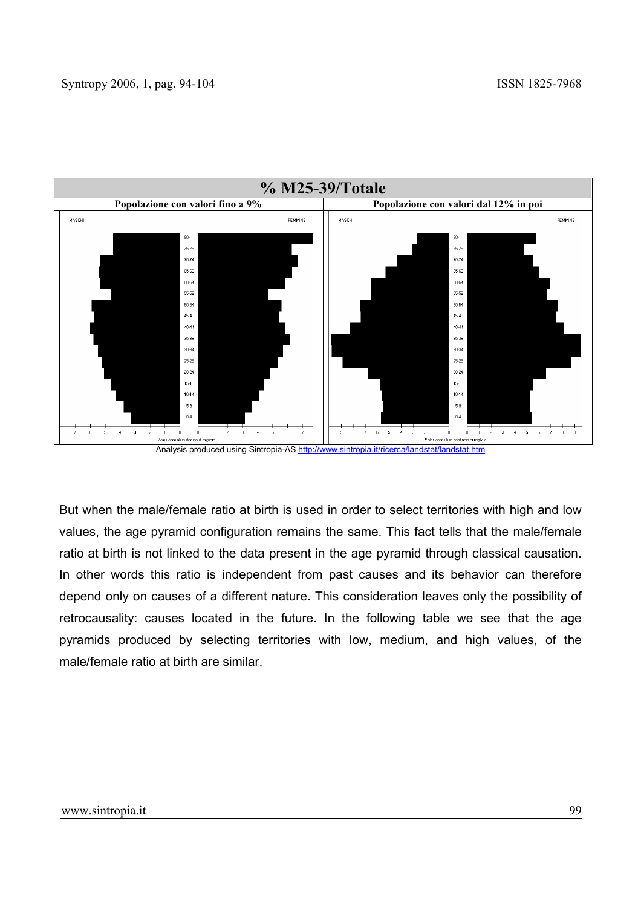% M25-39/Totale

| Popolazione con valori fino a 9% | Popolazione con valori dal 12% in poi |
| --- | --- |

Analysis produced using Sintropia-AS http://www.sintropia.it/ricerca/landstat/landstat.htm

But when the male/female ratio at birth is used in order to select territories with high and low values, the age pyramid configuration remains the same. This fact tells that the male/female ratio at birth is not linked to the data present in the age pyramid through classical causation. In other words this ratio is independent from past causes and its behavior can therefore depend only on causes of a different nature. This consideration leaves only the possibility of retrocausality: causes located in the future. In the following table we see that the age pyramids produced by selecting territories with low, medium, and high values, of the male/female ratio at birth are similar.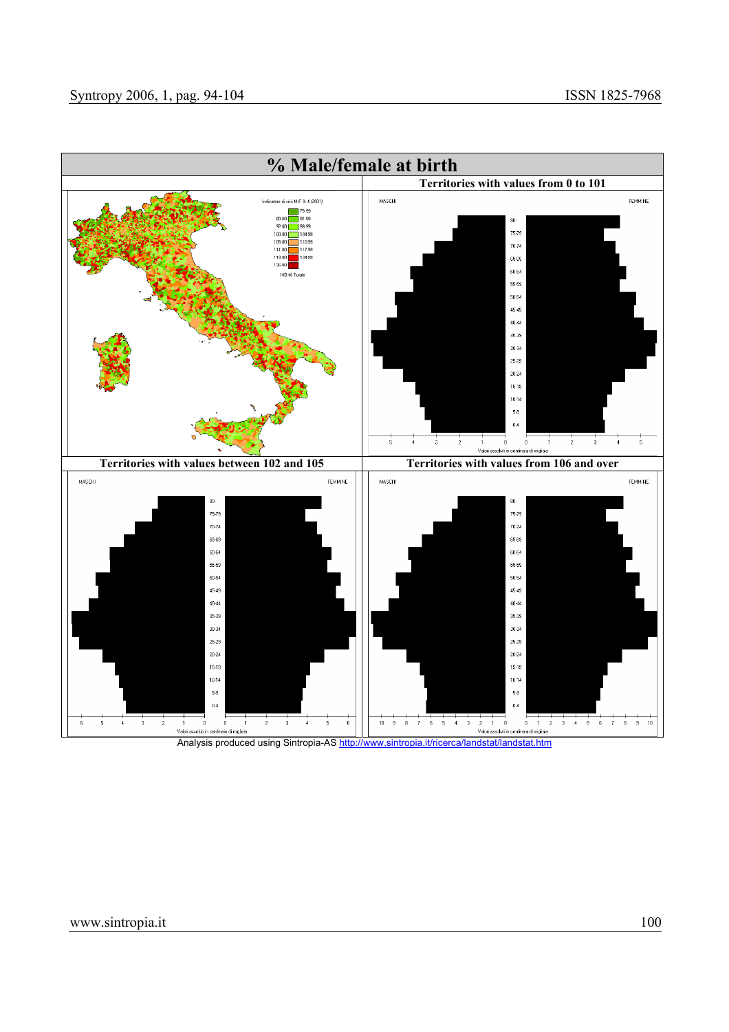| % Male/female at birth | |
|---|---|
| | Territories with values from 0 to 101 |
| Territories with values between 102 and 105 | Territories with values from 106 and over |

Analysis produced using Sintropia-AS http://www.sintropia.it/ricerca/landstat/landstat.htm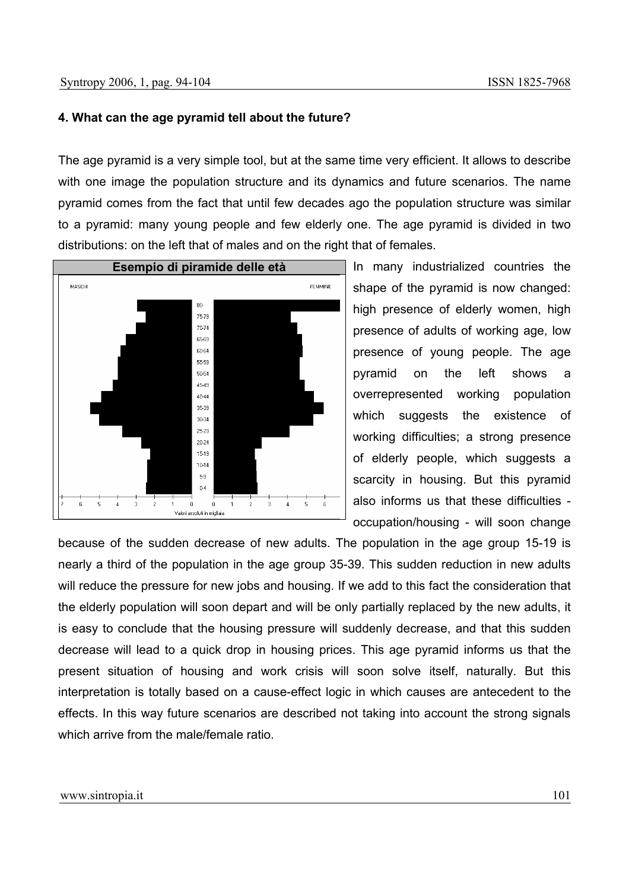### 4. What can the age pyramid tell about the future?

The age pyramid is a very simple tool, but at the same time very efficient. It allows to describe with one image the population structure and its dynamics and future scenarios. The name pyramid comes from the fact that until few decades ago the population structure was similar to a pyramid: many young people and few elderly one. The age pyramid is divided in two distributions: on the left that of males and on the right that of females.

**Esempio di piramide delle età**

In many industrialized countries the shape of the pyramid is now changed: high presence of elderly women, high presence of adults of working age, low presence of young people. The age pyramid on the left shows a overrepresented working population which suggests the existence of working difficulties; a strong presence of elderly people, which suggests a scarcity in housing. But this pyramid also informs us that these difficulties - occupation/housing - will soon change because of the sudden decrease of new adults. The population in the age group 15-19 is nearly a third of the population in the age group 35-39. This sudden reduction in new adults will reduce the pressure for new jobs and housing. If we add to this fact the consideration that the elderly population will soon depart and will be only partially replaced by the new adults, it is easy to conclude that the housing pressure will suddenly decrease, and that this sudden decrease will lead to a quick drop in housing prices. This age pyramid informs us that the present situation of housing and work crisis will soon solve itself, naturally. But this interpretation is totally based on a cause-effect logic in which causes are antecedent to the effects. In this way future scenarios are described not taking into account the strong signals which arrive from the male/female ratio.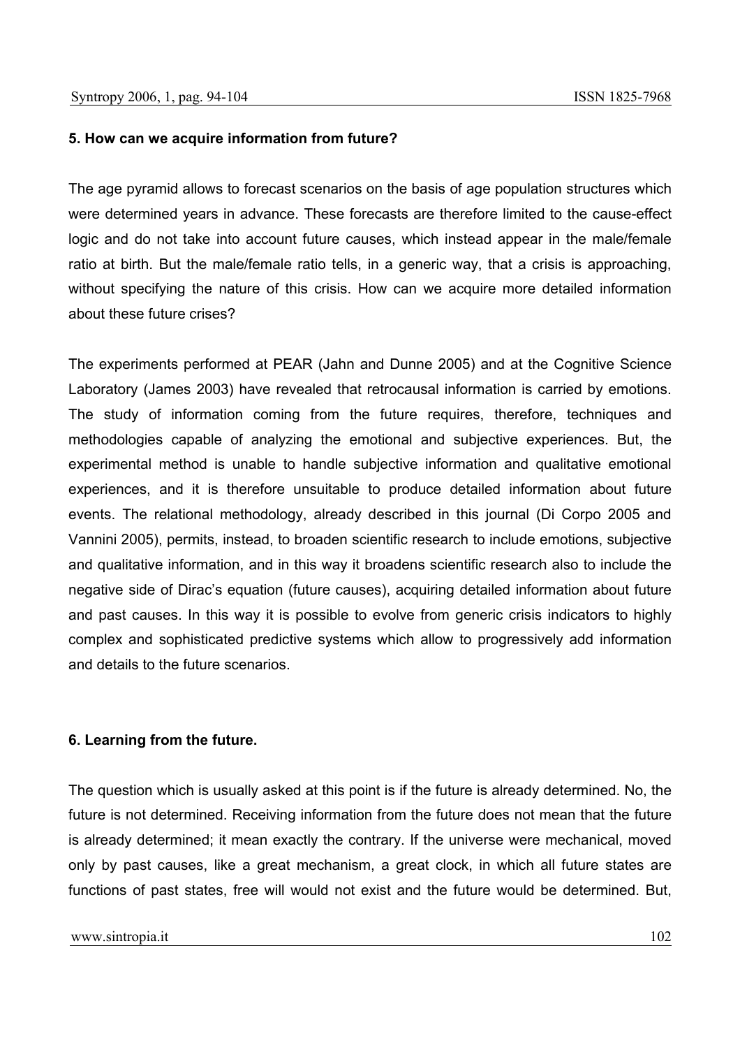### 5. How can we acquire information from future?

The age pyramid allows to forecast scenarios on the basis of age population structures which were determined years in advance. These forecasts are therefore limited to the cause-effect logic and do not take into account future causes, which instead appear in the male/female ratio at birth. But the male/female ratio tells, in a generic way, that a crisis is approaching, without specifying the nature of this crisis. How can we acquire more detailed information about these future crises?

The experiments performed at PEAR (Jahn and Dunne 2005) and at the Cognitive Science Laboratory (James 2003) have revealed that retrocausal information is carried by emotions. The study of information coming from the future requires, therefore, techniques and methodologies capable of analyzing the emotional and subjective experiences. But, the experimental method is unable to handle subjective information and qualitative emotional experiences, and it is therefore unsuitable to produce detailed information about future events. The relational methodology, already described in this journal (Di Corpo 2005 and Vannini 2005), permits, instead, to broaden scientific research to include emotions, subjective and qualitative information, and in this way it broadens scientific research also to include the negative side of Dirac's equation (future causes), acquiring detailed information about future and past causes. In this way it is possible to evolve from generic crisis indicators to highly complex and sophisticated predictive systems which allow to progressively add information and details to the future scenarios.

### 6. Learning from the future.

The question which is usually asked at this point is if the future is already determined. No, the future is not determined. Receiving information from the future does not mean that the future is already determined; it mean exactly the contrary. If the universe were mechanical, moved only by past causes, like a great mechanism, a great clock, in which all future states are functions of past states, free will would not exist and the future would be determined. But,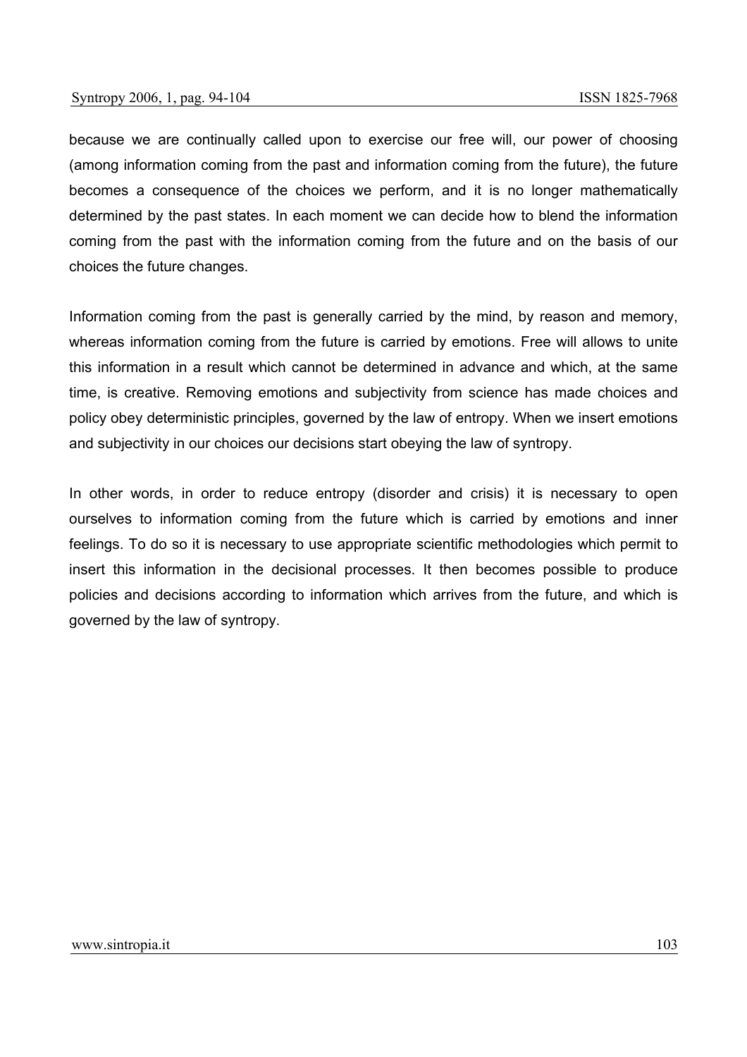because we are continually called upon to exercise our free will, our power of choosing (among information coming from the past and information coming from the future), the future becomes a consequence of the choices we perform, and it is no longer mathematically determined by the past states. In each moment we can decide how to blend the information coming from the past with the information coming from the future and on the basis of our choices the future changes.

Information coming from the past is generally carried by the mind, by reason and memory, whereas information coming from the future is carried by emotions. Free will allows to unite this information in a result which cannot be determined in advance and which, at the same time, is creative. Removing emotions and subjectivity from science has made choices and policy obey deterministic principles, governed by the law of entropy. When we insert emotions and subjectivity in our choices our decisions start obeying the law of syntropy.

In other words, in order to reduce entropy (disorder and crisis) it is necessary to open ourselves to information coming from the future which is carried by emotions and inner feelings. To do so it is necessary to use appropriate scientific methodologies which permit to insert this information in the decisional processes. It then becomes possible to produce policies and decisions according to information which arrives from the future, and which is governed by the law of syntropy.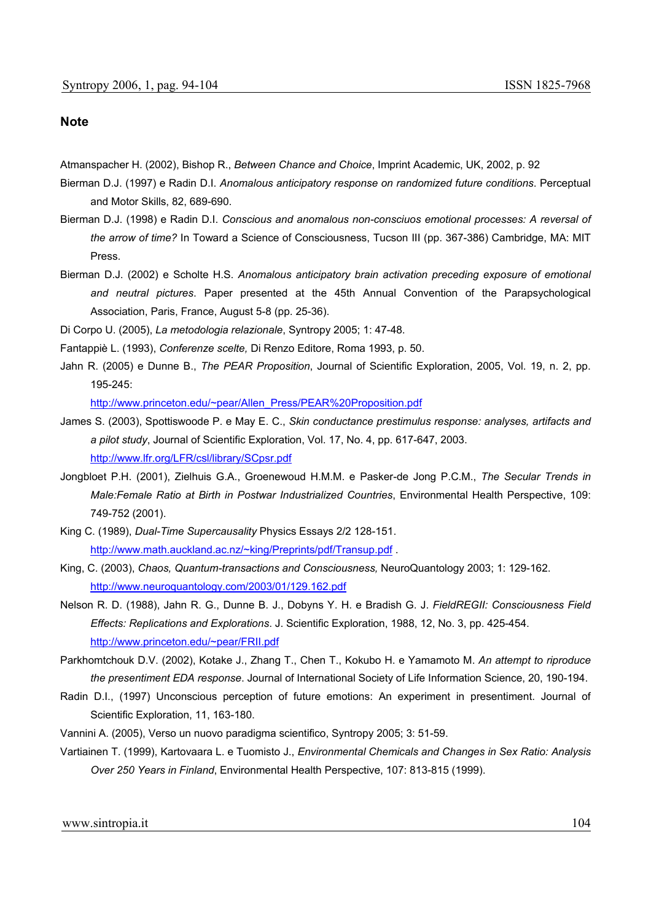## Note

Atmanspacher H. (2002), Bishop R., *Between Chance and Choice*, Imprint Academic, UK, 2002, p. 92

Bierman D.J. (1997) e Radin D.I. *Anomalous anticipatory response on randomized future conditions*. Perceptual and Motor Skills, 82, 689-690.

Bierman D.J. (1998) e Radin D.I. *Conscious and anomalous non-consciuos emotional processes: A reversal of the arrow of time?* In Toward a Science of Consciousness, Tucson III (pp. 367-386) Cambridge, MA: MIT Press.

Bierman D.J. (2002) e Scholte H.S. *Anomalous anticipatory brain activation preceding exposure of emotional and neutral pictures*. Paper presented at the 45th Annual Convention of the Parapsychological Association, Paris, France, August 5-8 (pp. 25-36).

Di Corpo U. (2005), *La metodologia relazionale*, Syntropy 2005; 1: 47-48.

Fantappiè L. (1993), *Conferenze scelte,* Di Renzo Editore, Roma 1993, p. 50.

Jahn R. (2005) e Dunne B., *The PEAR Proposition*, Journal of Scientific Exploration, 2005, Vol. 19, n. 2, pp. 195-245: http://www.princeton.edu/~pear/Allen_Press/PEAR%20Proposition.pdf

James S. (2003), Spottiswoode P. e May E. C., *Skin conductance prestimulus response: analyses, artifacts and a pilot study*, Journal of Scientific Exploration, Vol. 17, No. 4, pp. 617-647, 2003. http://www.lfr.org/LFR/csl/library/SCpsr.pdf

Jongbloet P.H. (2001), Zielhuis G.A., Groenewoud H.M.M. e Pasker-de Jong P.C.M., *The Secular Trends in Male:Female Ratio at Birth in Postwar Industrialized Countries*, Environmental Health Perspective, 109: 749-752 (2001).

King C. (1989), *Dual-Time Supercausality* Physics Essays 2/2 128-151. http://www.math.auckland.ac.nz/~king/Preprints/pdf/Transup.pdf .

King, C. (2003), *Chaos, Quantum-transactions and Consciousness,* NeuroQuantology 2003; 1: 129-162. http://www.neuroquantology.com/2003/01/129.162.pdf

Nelson R. D. (1988), Jahn R. G., Dunne B. J., Dobyns Y. H. e Bradish G. J. *FieldREGII: Consciousness Field Effects: Replications and Explorations*. J. Scientific Exploration, 1988, 12, No. 3, pp. 425-454. http://www.princeton.edu/~pear/FRII.pdf

Parkhomtchouk D.V. (2002), Kotake J., Zhang T., Chen T., Kokubo H. e Yamamoto M. *An attempt to riproduce the presentiment EDA response*. Journal of International Society of Life Information Science, 20, 190-194.

Radin D.I., (1997) Unconscious perception of future emotions: An experiment in presentiment. Journal of Scientific Exploration, 11, 163-180.

Vannini A. (2005), Verso un nuovo paradigma scientifico, Syntropy 2005; 3: 51-59.

Vartiainen T. (1999), Kartovaara L. e Tuomisto J., *Environmental Chemicals and Changes in Sex Ratio: Analysis Over 250 Years in Finland*, Environmental Health Perspective, 107: 813-815 (1999).